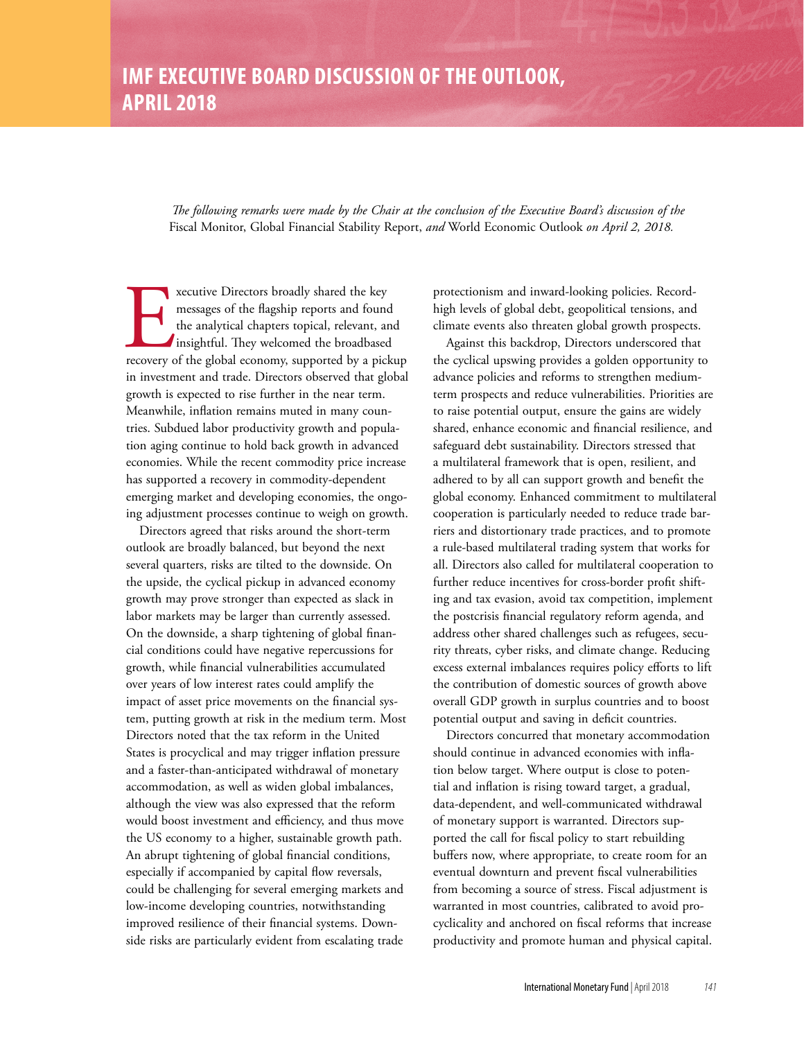# IMF EXECUTIVE BOARD DISCUSSION OF THE OUTLOOK, APRIL 2018

*The following remarks were made by the Chair at the conclusion of the Executive Board's discussion of the* Fiscal Monitor, Global Financial Stability Report, *and* World Economic Outlook *on April 2, 2018.*

Executive Directors broadly shared the key messages of the flagship reports and found the analytical chapters topical, relevant, and insightful. They welcomed the broadbased recovery of the global economy, supported by a pickup in investment and trade. Directors observed that global growth is expected to rise further in the near term. Meanwhile, inflation remains muted in many countries. Subdued labor productivity growth and population aging continue to hold back growth in advanced economies. While the recent commodity price increase has supported a recovery in commodity-dependent emerging market and developing economies, the ongoing adjustment processes continue to weigh on growth.

Directors agreed that risks around the short-term outlook are broadly balanced, but beyond the next several quarters, risks are tilted to the downside. On the upside, the cyclical pickup in advanced economy growth may prove stronger than expected as slack in labor markets may be larger than currently assessed. On the downside, a sharp tightening of global financial conditions could have negative repercussions for growth, while financial vulnerabilities accumulated over years of low interest rates could amplify the impact of asset price movements on the financial system, putting growth at risk in the medium term. Most Directors noted that the tax reform in the United States is procyclical and may trigger inflation pressure and a faster-than-anticipated withdrawal of monetary accommodation, as well as widen global imbalances, although the view was also expressed that the reform would boost investment and efficiency, and thus move the US economy to a higher, sustainable growth path. An abrupt tightening of global financial conditions, especially if accompanied by capital flow reversals, could be challenging for several emerging markets and low-income developing countries, notwithstanding improved resilience of their financial systems. Downside risks are particularly evident from escalating trade protectionism and inward-looking policies. Record-high levels of global debt, geopolitical tensions, and climate events also threaten global growth prospects.

Against this backdrop, Directors underscored that the cyclical upswing provides a golden opportunity to advance policies and reforms to strengthen medium-term prospects and reduce vulnerabilities. Priorities are to raise potential output, ensure the gains are widely shared, enhance economic and financial resilience, and safeguard debt sustainability. Directors stressed that a multilateral framework that is open, resilient, and adhered to by all can support growth and benefit the global economy. Enhanced commitment to multilateral cooperation is particularly needed to reduce trade barriers and distortionary trade practices, and to promote a rule-based multilateral trading system that works for all. Directors also called for multilateral cooperation to further reduce incentives for cross-border profit shifting and tax evasion, avoid tax competition, implement the postcrisis financial regulatory reform agenda, and address other shared challenges such as refugees, security threats, cyber risks, and climate change. Reducing excess external imbalances requires policy efforts to lift the contribution of domestic sources of growth above overall GDP growth in surplus countries and to boost potential output and saving in deficit countries.

Directors concurred that monetary accommodation should continue in advanced economies with inflation below target. Where output is close to potential and inflation is rising toward target, a gradual, data-dependent, and well-communicated withdrawal of monetary support is warranted. Directors supported the call for fiscal policy to start rebuilding buffers now, where appropriate, to create room for an eventual downturn and prevent fiscal vulnerabilities from becoming a source of stress. Fiscal adjustment is warranted in most countries, calibrated to avoid procyclicality and anchored on fiscal reforms that increase productivity and promote human and physical capital.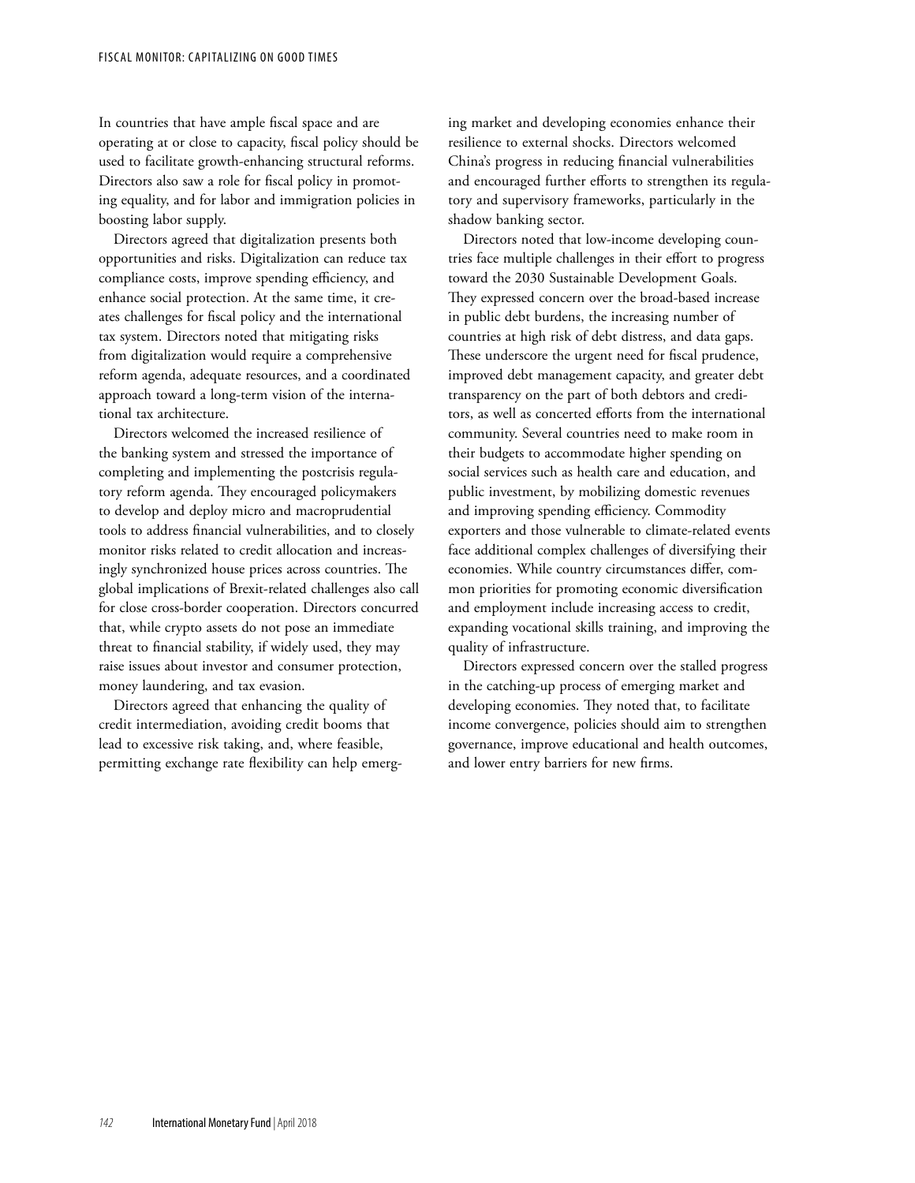In countries that have ample fiscal space and are operating at or close to capacity, fiscal policy should be used to facilitate growth-enhancing structural reforms. Directors also saw a role for fiscal policy in promoting equality, and for labor and immigration policies in boosting labor supply.

Directors agreed that digitalization presents both opportunities and risks. Digitalization can reduce tax compliance costs, improve spending efficiency, and enhance social protection. At the same time, it creates challenges for fiscal policy and the international tax system. Directors noted that mitigating risks from digitalization would require a comprehensive reform agenda, adequate resources, and a coordinated approach toward a long-term vision of the international tax architecture.

Directors welcomed the increased resilience of the banking system and stressed the importance of completing and implementing the postcrisis regulatory reform agenda. They encouraged policymakers to develop and deploy micro and macroprudential tools to address financial vulnerabilities, and to closely monitor risks related to credit allocation and increasingly synchronized house prices across countries. The global implications of Brexit-related challenges also call for close cross-border cooperation. Directors concurred that, while crypto assets do not pose an immediate threat to financial stability, if widely used, they may raise issues about investor and consumer protection, money laundering, and tax evasion.

Directors agreed that enhancing the quality of credit intermediation, avoiding credit booms that lead to excessive risk taking, and, where feasible, permitting exchange rate flexibility can help emerging market and developing economies enhance their resilience to external shocks. Directors welcomed China's progress in reducing financial vulnerabilities and encouraged further efforts to strengthen its regulatory and supervisory frameworks, particularly in the shadow banking sector.

Directors noted that low-income developing countries face multiple challenges in their effort to progress toward the 2030 Sustainable Development Goals. They expressed concern over the broad-based increase in public debt burdens, the increasing number of countries at high risk of debt distress, and data gaps. These underscore the urgent need for fiscal prudence, improved debt management capacity, and greater debt transparency on the part of both debtors and creditors, as well as concerted efforts from the international community. Several countries need to make room in their budgets to accommodate higher spending on social services such as health care and education, and public investment, by mobilizing domestic revenues and improving spending efficiency. Commodity exporters and those vulnerable to climate-related events face additional complex challenges of diversifying their economies. While country circumstances differ, common priorities for promoting economic diversification and employment include increasing access to credit, expanding vocational skills training, and improving the quality of infrastructure.

Directors expressed concern over the stalled progress in the catching-up process of emerging market and developing economies. They noted that, to facilitate income convergence, policies should aim to strengthen governance, improve educational and health outcomes, and lower entry barriers for new firms.